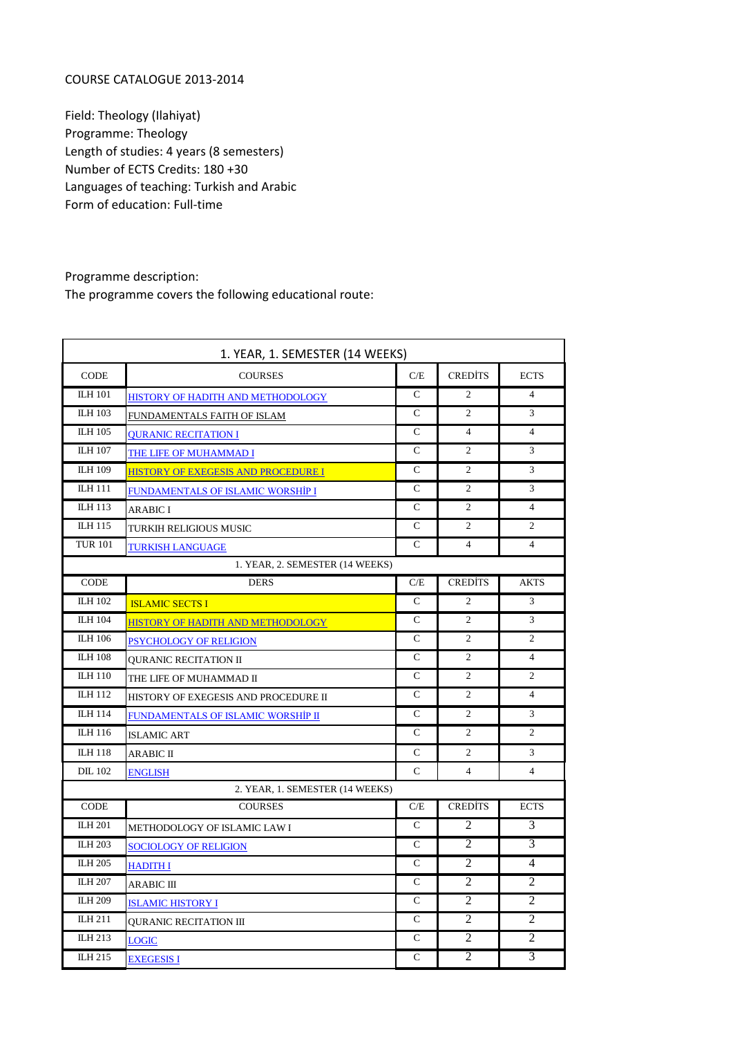COURSE CATALOGUE 2013-2014

Field: Theology (Ilahiyat)
Programme: Theology
Length of studies: 4 years (8 semesters)
Number of ECTS Credits: 180 +30
Languages of teaching: Turkish and Arabic
Form of education: Full-time

Programme description:
The programme covers the following educational route:

| 1. YEAR, 1. SEMESTER (14 WEEKS) | | | | |
|---|---|---|---|---|
| CODE | COURSES | C/E | CREDİTS | ECTS |
| ILH 101 | HISTORY OF HADITH AND METHODOLOGY | C | 2 | 4 |
| ILH 103 | FUNDAMENTALS FAITH OF ISLAM | C | 2 | 3 |
| ILH 105 | QURANIC RECITATION I | C | 4 | 4 |
| ILH 107 | THE LIFE OF MUHAMMAD I | C | 2 | 3 |
| ILH 109 | HISTORY OF EXEGESIS AND PROCEDURE I | C | 2 | 3 |
| ILH 111 | FUNDAMENTALS OF ISLAMIC WORSHİP I | C | 2 | 3 |
| ILH 113 | ARABIC I | C | 2 | 4 |
| ILH 115 | TURKIH RELIGIOUS MUSIC | C | 2 | 2 |
| TUR 101 | TURKISH LANGUAGE | C | 4 | 4 |
| 1. YEAR, 2. SEMESTER (14 WEEKS) | | | | |
| CODE | DERS | C/E | CREDİTS | AKTS |
| ILH 102 | ISLAMIC SECTS I | C | 2 | 3 |
| ILH 104 | HISTORY OF HADITH AND METHODOLOGY | C | 2 | 3 |
| ILH 106 | PSYCHOLOGY OF RELIGION | C | 2 | 2 |
| ILH 108 | QURANIC RECITATION II | C | 2 | 4 |
| ILH 110 | THE LIFE OF MUHAMMAD II | C | 2 | 2 |
| ILH 112 | HISTORY OF EXEGESIS AND PROCEDURE II | C | 2 | 4 |
| ILH 114 | FUNDAMENTALS OF ISLAMIC WORSHİP II | C | 2 | 3 |
| ILH 116 | ISLAMIC ART | C | 2 | 2 |
| ILH 118 | ARABIC II | C | 2 | 3 |
| DIL 102 | ENGLISH | C | 4 | 4 |
| 2. YEAR, 1. SEMESTER (14 WEEKS) | | | | |
| CODE | COURSES | C/E | CREDİTS | ECTS |
| ILH 201 | METHODOLOGY OF ISLAMIC LAW I | C | 2 | 3 |
| ILH 203 | SOCIOLOGY OF RELIGION | C | 2 | 3 |
| ILH 205 | HADITH I | C | 2 | 4 |
| ILH 207 | ARABIC III | C | 2 | 2 |
| ILH 209 | ISLAMIC HISTORY I | C | 2 | 2 |
| ILH 211 | QURANIC RECITATION III | C | 2 | 2 |
| ILH 213 | LOGIC | C | 2 | 2 |
| ILH 215 | EXEGESIS I | C | 2 | 3 |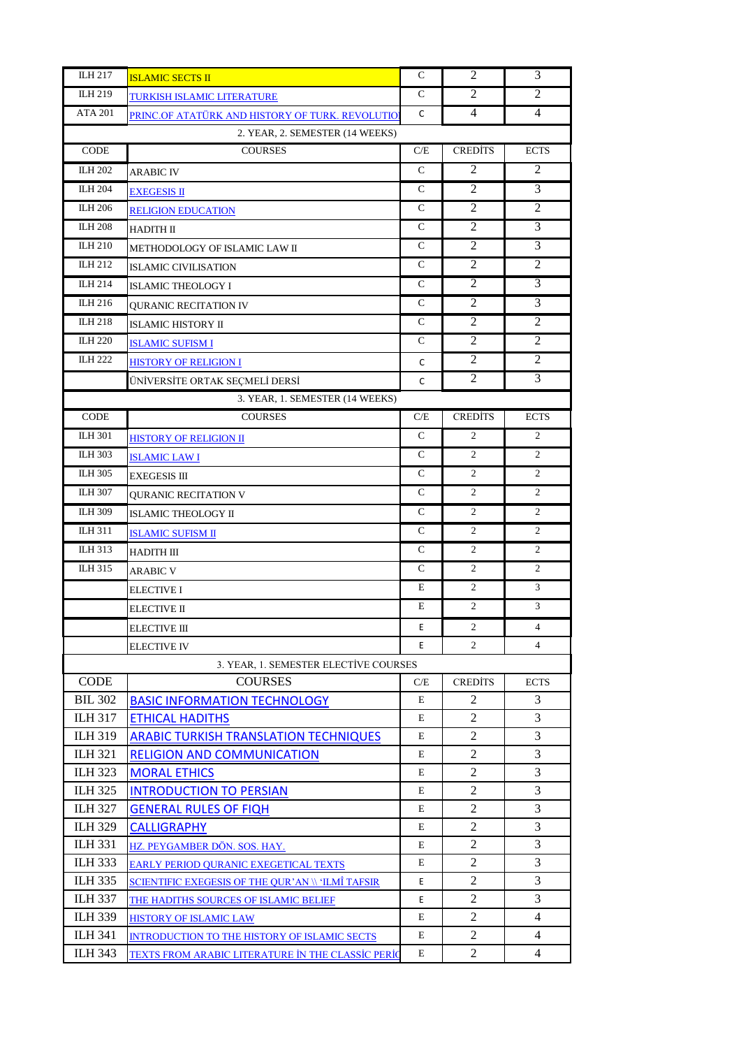| CODE | COURSES | C/E | CREDİTS | ECTS |
|---|---|---|---|---|
| ILH 217 | ISLAMIC SECTS II | C | 2 | 3 |
| ILH 219 | TURKISH ISLAMIC LITERATURE | C | 2 | 2 |
| ATA 201 | PRINC.OF ATATÜRK AND HISTORY OF TURK. REVOLUTIO | C | 4 | 4 |

2. YEAR, 2. SEMESTER (14 WEEKS)

| CODE | COURSES | C/E | CREDİTS | ECTS |
|---|---|---|---|---|
| ILH 202 | ARABIC IV | C | 2 | 2 |
| ILH 204 | EXEGESIS II | C | 2 | 3 |
| ILH 206 | RELIGION EDUCATION | C | 2 | 2 |
| ILH 208 | HADITH II | C | 2 | 3 |
| ILH 210 | METHODOLOGY OF ISLAMIC LAW II | C | 2 | 3 |
| ILH 212 | ISLAMIC CIVILISATION | C | 2 | 2 |
| ILH 214 | ISLAMIC THEOLOGY I | C | 2 | 3 |
| ILH 216 | QURANIC RECITATION IV | C | 2 | 3 |
| ILH 218 | ISLAMIC HISTORY II | C | 2 | 2 |
| ILH 220 | ISLAMIC SUFISM I | C | 2 | 2 |
| ILH 222 | HISTORY OF RELIGION I | C | 2 | 2 |
| | ÜNİVERSİTE ORTAK SEÇMELİ DERSİ | C | 2 | 3 |

3. YEAR, 1. SEMESTER (14 WEEKS)

| CODE | COURSES | C/E | CREDİTS | ECTS |
|---|---|---|---|---|
| ILH 301 | HISTORY OF RELIGION II | C | 2 | 2 |
| ILH 303 | ISLAMIC LAW I | C | 2 | 2 |
| ILH 305 | EXEGESIS III | C | 2 | 2 |
| ILH 307 | QURANIC RECITATION V | C | 2 | 2 |
| ILH 309 | ISLAMIC THEOLOGY II | C | 2 | 2 |
| ILH 311 | ISLAMIC SUFISM II | C | 2 | 2 |
| ILH 313 | HADITH III | C | 2 | 2 |
| ILH 315 | ARABIC V | C | 2 | 2 |
| | ELECTIVE I | E | 2 | 3 |
| | ELECTIVE II | E | 2 | 3 |
| | ELECTIVE III | E | 2 | 4 |
| | ELECTIVE IV | E | 2 | 4 |

3. YEAR, 1. SEMESTER ELECTİVE COURSES

| CODE | COURSES | C/E | CREDİTS | ECTS |
|---|---|---|---|---|
| BIL 302 | BASIC INFORMATION TECHNOLOGY | E | 2 | 3 |
| ILH 317 | ETHICAL HADITHS | E | 2 | 3 |
| ILH 319 | ARABIC TURKISH TRANSLATION TECHNIQUES | E | 2 | 3 |
| ILH 321 | RELIGION AND COMMUNICATION | E | 2 | 3 |
| ILH 323 | MORAL ETHICS | E | 2 | 3 |
| ILH 325 | INTRODUCTION TO PERSIAN | E | 2 | 3 |
| ILH 327 | GENERAL RULES OF FIQH | E | 2 | 3 |
| ILH 329 | CALLIGRAPHY | E | 2 | 3 |
| ILH 331 | HZ. PEYGAMBER DÖN. SOS. HAY. | E | 2 | 3 |
| ILH 333 | EARLY PERIOD QURANIC EXEGETICAL TEXTS | E | 2 | 3 |
| ILH 335 | SCIENTIFIC EXEGESIS OF THE QUR'AN \\ 'ILMÎ TAFSIR | E | 2 | 3 |
| ILH 337 | THE HADITHS SOURCES OF ISLAMIC BELIEF | E | 2 | 3 |
| ILH 339 | HISTORY OF ISLAMIC LAW | E | 2 | 4 |
| ILH 341 | INTRODUCTION TO THE HISTORY OF ISLAMIC SECTS | E | 2 | 4 |
| ILH 343 | TEXTS FROM ARABIC LITERATURE İN THE CLASSİC PERİO | E | 2 | 4 |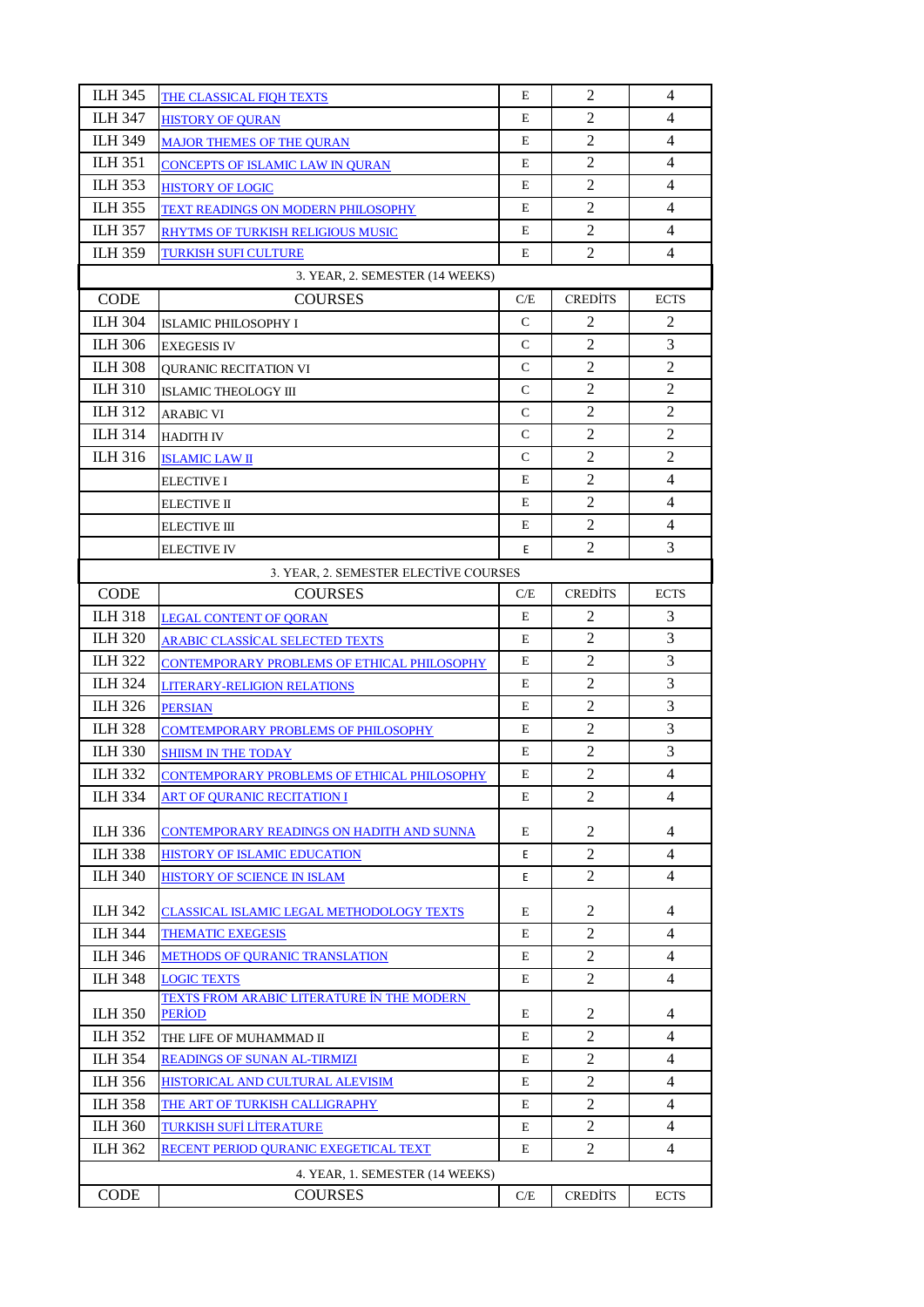| ILH 345 | THE CLASSICAL FIQH TEXTS | E | 2 | 4 |
|---|---|---|---|---|
| ILH 347 | HISTORY OF QURAN | E | 2 | 4 |
| ILH 349 | MAJOR THEMES OF THE QURAN | E | 2 | 4 |
| ILH 351 | CONCEPTS OF ISLAMIC LAW IN QURAN | E | 2 | 4 |
| ILH 353 | HISTORY OF LOGIC | E | 2 | 4 |
| ILH 355 | TEXT READINGS ON MODERN PHILOSOPHY | E | 2 | 4 |
| ILH 357 | RHYTMS OF TURKISH RELIGIOUS MUSIC | E | 2 | 4 |
| ILH 359 | TURKISH SUFI CULTURE | E | 2 | 4 |
| 3. YEAR, 2. SEMESTER (14 WEEKS) | | | | |
| CODE | COURSES | C/E | CREDİTS | ECTS |
| ILH 304 | ISLAMIC PHILOSOPHY I | C | 2 | 2 |
| ILH 306 | EXEGESIS IV | C | 2 | 3 |
| ILH 308 | QURANIC RECITATION VI | C | 2 | 2 |
| ILH 310 | ISLAMIC THEOLOGY III | C | 2 | 2 |
| ILH 312 | ARABIC VI | C | 2 | 2 |
| ILH 314 | HADITH IV | C | 2 | 2 |
| ILH 316 | ISLAMIC LAW II | C | 2 | 2 |
| | ELECTIVE I | E | 2 | 4 |
| | ELECTIVE II | E | 2 | 4 |
| | ELECTIVE III | E | 2 | 4 |
| | ELECTIVE IV | E | 2 | 3 |
| 3. YEAR, 2. SEMESTER ELECTİVE COURSES | | | | |
| CODE | COURSES | C/E | CREDİTS | ECTS |
| ILH 318 | LEGAL CONTENT OF QORAN | E | 2 | 3 |
| ILH 320 | ARABIC CLASSİCAL SELECTED TEXTS | E | 2 | 3 |
| ILH 322 | CONTEMPORARY PROBLEMS OF ETHICAL PHILOSOPHY | E | 2 | 3 |
| ILH 324 | LITERARY-RELIGION RELATIONS | E | 2 | 3 |
| ILH 326 | PERSIAN | E | 2 | 3 |
| ILH 328 | COMTEMPORARY PROBLEMS OF PHILOSOPHY | E | 2 | 3 |
| ILH 330 | SHIISM IN THE TODAY | E | 2 | 3 |
| ILH 332 | CONTEMPORARY PROBLEMS OF ETHICAL PHILOSOPHY | E | 2 | 4 |
| ILH 334 | ART OF QURANIC RECITATION I | E | 2 | 4 |
| ILH 336 | CONTEMPORARY READINGS ON HADITH AND SUNNA | E | 2 | 4 |
| ILH 338 | HISTORY OF ISLAMIC EDUCATION | E | 2 | 4 |
| ILH 340 | HISTORY OF SCIENCE IN ISLAM | E | 2 | 4 |
| ILH 342 | CLASSICAL ISLAMIC LEGAL METHODOLOGY TEXTS | E | 2 | 4 |
| ILH 344 | THEMATIC EXEGESIS | E | 2 | 4 |
| ILH 346 | METHODS OF QURANIC TRANSLATION | E | 2 | 4 |
| ILH 348 | LOGIC TEXTS | E | 2 | 4 |
| ILH 350 | TEXTS FROM ARABIC LITERATURE İN THE MODERN PERİOD | E | 2 | 4 |
| ILH 352 | THE LIFE OF MUHAMMAD II | E | 2 | 4 |
| ILH 354 | READINGS OF SUNAN AL-TIRMIZI | E | 2 | 4 |
| ILH 356 | HISTORICAL AND CULTURAL ALEVISIM | E | 2 | 4 |
| ILH 358 | THE ART OF TURKISH CALLIGRAPHY | E | 2 | 4 |
| ILH 360 | TURKISH SUFİ LİTERATURE | E | 2 | 4 |
| ILH 362 | RECENT PERIOD QURANIC EXEGETICAL TEXT | E | 2 | 4 |
| 4. YEAR, 1. SEMESTER (14 WEEKS) | | | | |
| CODE | COURSES | C/E | CREDİTS | ECTS |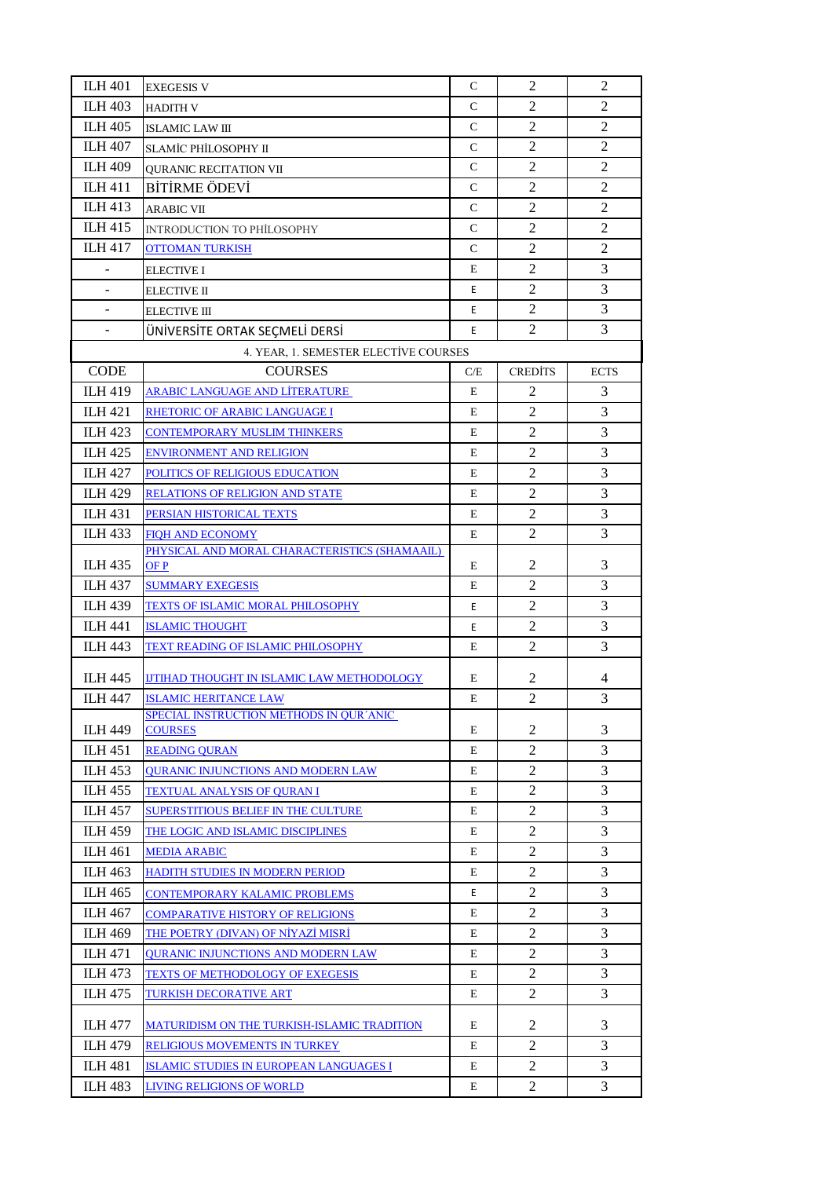| | | | | |
|---|---|---|---|---|
| ILH 401 | EXEGESIS V | C | 2 | 2 |
| ILH 403 | HADITH V | C | 2 | 2 |
| ILH 405 | ISLAMIC LAW III | C | 2 | 2 |
| ILH 407 | SLAMİC PHİLOSOPHY II | C | 2 | 2 |
| ILH 409 | QURANIC RECITATION VII | C | 2 | 2 |
| ILH 411 | BİTİRME ÖDEVİ | C | 2 | 2 |
| ILH 413 | ARABIC VII | C | 2 | 2 |
| ILH 415 | INTRODUCTION TO PHİLOSOPHY | C | 2 | 2 |
| ILH 417 | OTTOMAN TURKISH | C | 2 | 2 |
| - | ELECTIVE I | E | 2 | 3 |
| - | ELECTIVE II | E | 2 | 3 |
| - | ELECTIVE III | E | 2 | 3 |
| - | ÜNİVERSİTE ORTAK SEÇMELİ DERSİ | E | 2 | 3 |

4. YEAR, 1. SEMESTER ELECTİVE COURSES

| CODE | COURSES | C/E | CREDİTS | ECTS |
|---|---|---|---|---|
| ILH 419 | ARABIC LANGUAGE AND LİTERATURE | E | 2 | 3 |
| ILH 421 | RHETORIC OF ARABIC LANGUAGE I | E | 2 | 3 |
| ILH 423 | CONTEMPORARY MUSLIM THINKERS | E | 2 | 3 |
| ILH 425 | ENVIRONMENT AND RELIGION | E | 2 | 3 |
| ILH 427 | POLITICS OF RELIGIOUS EDUCATION | E | 2 | 3 |
| ILH 429 | RELATIONS OF RELIGION AND STATE | E | 2 | 3 |
| ILH 431 | PERSIAN HISTORICAL TEXTS | E | 2 | 3 |
| ILH 433 | FIQH AND ECONOMY | E | 2 | 3 |
| ILH 435 | PHYSICAL AND MORAL CHARACTERISTICS (SHAMAAIL) OF P | E | 2 | 3 |
| ILH 437 | SUMMARY EXEGESIS | E | 2 | 3 |
| ILH 439 | TEXTS OF ISLAMIC MORAL PHILOSOPHY | E | 2 | 3 |
| ILH 441 | ISLAMIC THOUGHT | E | 2 | 3 |
| ILH 443 | TEXT READING OF ISLAMIC PHILOSOPHY | E | 2 | 3 |
| ILH 445 | IJTIHAD THOUGHT IN ISLAMIC LAW METHODOLOGY | E | 2 | 4 |
| ILH 447 | ISLAMIC HERITANCE LAW | E | 2 | 3 |
| ILH 449 | SPECIAL INSTRUCTION METHODS IN QUR'ANIC COURSES | E | 2 | 3 |
| ILH 451 | READING QURAN | E | 2 | 3 |
| ILH 453 | QURANIC INJUNCTIONS AND MODERN LAW | E | 2 | 3 |
| ILH 455 | TEXTUAL ANALYSIS OF QURAN I | E | 2 | 3 |
| ILH 457 | SUPERSTITIOUS BELIEF IN THE CULTURE | E | 2 | 3 |
| ILH 459 | THE LOGIC AND ISLAMIC DISCIPLINES | E | 2 | 3 |
| ILH 461 | MEDIA ARABIC | E | 2 | 3 |
| ILH 463 | HADITH STUDIES IN MODERN PERIOD | E | 2 | 3 |
| ILH 465 | CONTEMPORARY KALAMIC PROBLEMS | E | 2 | 3 |
| ILH 467 | COMPARATIVE HISTORY OF RELIGIONS | E | 2 | 3 |
| ILH 469 | THE POETRY (DIVAN) OF NİYAZİ MISRİ | E | 2 | 3 |
| ILH 471 | QURANIC INJUNCTIONS AND MODERN LAW | E | 2 | 3 |
| ILH 473 | TEXTS OF METHODOLOGY OF EXEGESIS | E | 2 | 3 |
| ILH 475 | TURKISH DECORATIVE ART | E | 2 | 3 |
| ILH 477 | MATURIDISM ON THE TURKISH-ISLAMIC TRADITION | E | 2 | 3 |
| ILH 479 | RELIGIOUS MOVEMENTS IN TURKEY | E | 2 | 3 |
| ILH 481 | ISLAMIC STUDIES IN EUROPEAN LANGUAGES I | E | 2 | 3 |
| ILH 483 | LIVING RELIGIONS OF WORLD | E | 2 | 3 |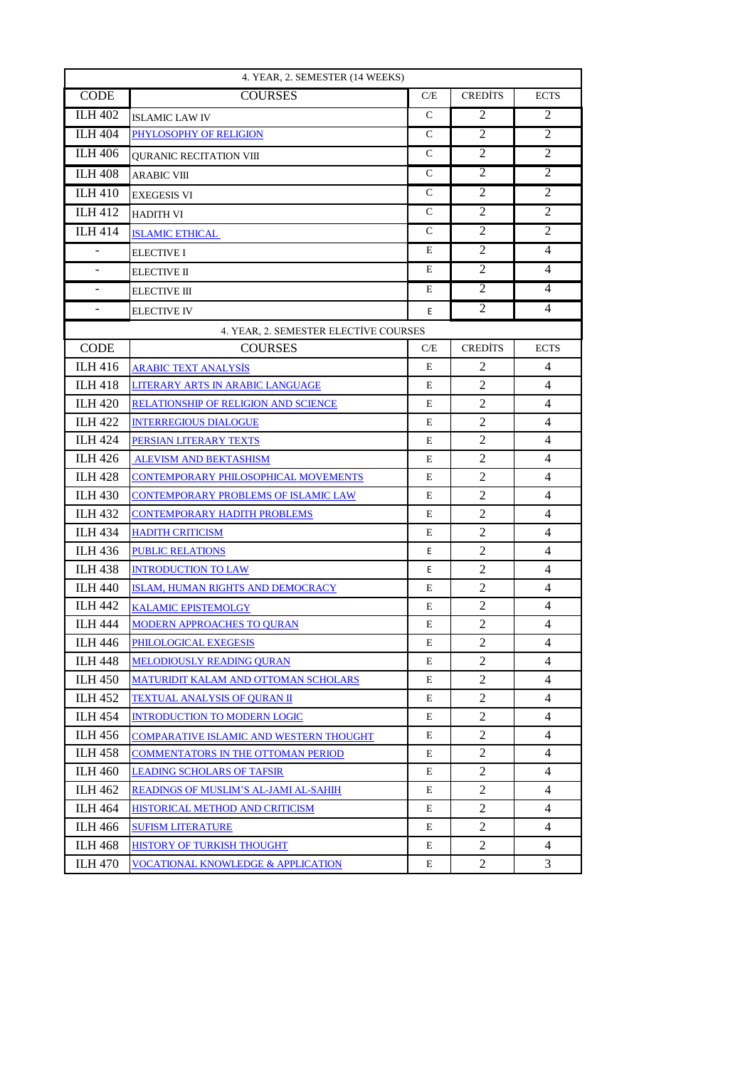| 4. YEAR, 2. SEMESTER (14 WEEKS) | | | | |
|---|---|---|---|---|
| CODE | COURSES | C/E | CREDİTS | ECTS |
| ILH 402 | ISLAMIC LAW IV | C | 2 | 2 |
| ILH 404 | PHYLOSOPHY OF RELIGION | C | 2 | 2 |
| ILH 406 | QURANIC RECITATION VIII | C | 2 | 2 |
| ILH 408 | ARABIC VIII | C | 2 | 2 |
| ILH 410 | EXEGESIS VI | C | 2 | 2 |
| ILH 412 | HADITH VI | C | 2 | 2 |
| ILH 414 | ISLAMIC ETHICAL | C | 2 | 2 |
| - | ELECTIVE I | E | 2 | 4 |
| - | ELECTIVE II | E | 2 | 4 |
| - | ELECTIVE III | E | 2 | 4 |
| - | ELECTIVE IV | E | 2 | 4 |

| 4. YEAR, 2. SEMESTER ELECTİVE COURSES | | | | |
|---|---|---|---|---|
| CODE | COURSES | C/E | CREDİTS | ECTS |
| ILH 416 | ARABIC TEXT ANALYSİS | E | 2 | 4 |
| ILH 418 | LITERARY ARTS IN ARABIC LANGUAGE | E | 2 | 4 |
| ILH 420 | RELATIONSHIP OF RELIGION AND SCIENCE | E | 2 | 4 |
| ILH 422 | INTERREGIOUS DIALOGUE | E | 2 | 4 |
| ILH 424 | PERSIAN LITERARY TEXTS | E | 2 | 4 |
| ILH 426 | ALEVISM AND BEKTASHISM | E | 2 | 4 |
| ILH 428 | CONTEMPORARY PHILOSOPHICAL MOVEMENTS | E | 2 | 4 |
| ILH 430 | CONTEMPORARY PROBLEMS OF ISLAMIC LAW | E | 2 | 4 |
| ILH 432 | CONTEMPORARY HADITH PROBLEMS | E | 2 | 4 |
| ILH 434 | HADITH CRITICISM | E | 2 | 4 |
| ILH 436 | PUBLIC RELATIONS | E | 2 | 4 |
| ILH 438 | INTRODUCTION TO LAW | E | 2 | 4 |
| ILH 440 | ISLAM, HUMAN RIGHTS AND DEMOCRACY | E | 2 | 4 |
| ILH 442 | KALAMIC EPISTEMOLGY | E | 2 | 4 |
| ILH 444 | MODERN APPROACHES TO QURAN | E | 2 | 4 |
| ILH 446 | PHILOLOGICAL EXEGESIS | E | 2 | 4 |
| ILH 448 | MELODIOUSLY READING QURAN | E | 2 | 4 |
| ILH 450 | MATURIDIT KALAM AND OTTOMAN SCHOLARS | E | 2 | 4 |
| ILH 452 | TEXTUAL ANALYSIS OF QURAN II | E | 2 | 4 |
| ILH 454 | INTRODUCTION TO MODERN LOGIC | E | 2 | 4 |
| ILH 456 | COMPARATIVE ISLAMIC AND WESTERN THOUGHT | E | 2 | 4 |
| ILH 458 | COMMENTATORS IN THE OTTOMAN PERIOD | E | 2 | 4 |
| ILH 460 | LEADING SCHOLARS OF TAFSIR | E | 2 | 4 |
| ILH 462 | READINGS OF MUSLIM'S AL-JAMI AL-SAHIH | E | 2 | 4 |
| ILH 464 | HISTORICAL METHOD AND CRITICISM | E | 2 | 4 |
| ILH 466 | SUFISM LITERATURE | E | 2 | 4 |
| ILH 468 | HISTORY OF TURKISH THOUGHT | E | 2 | 4 |
| ILH 470 | VOCATIONAL KNOWLEDGE & APPLICATION | E | 2 | 3 |